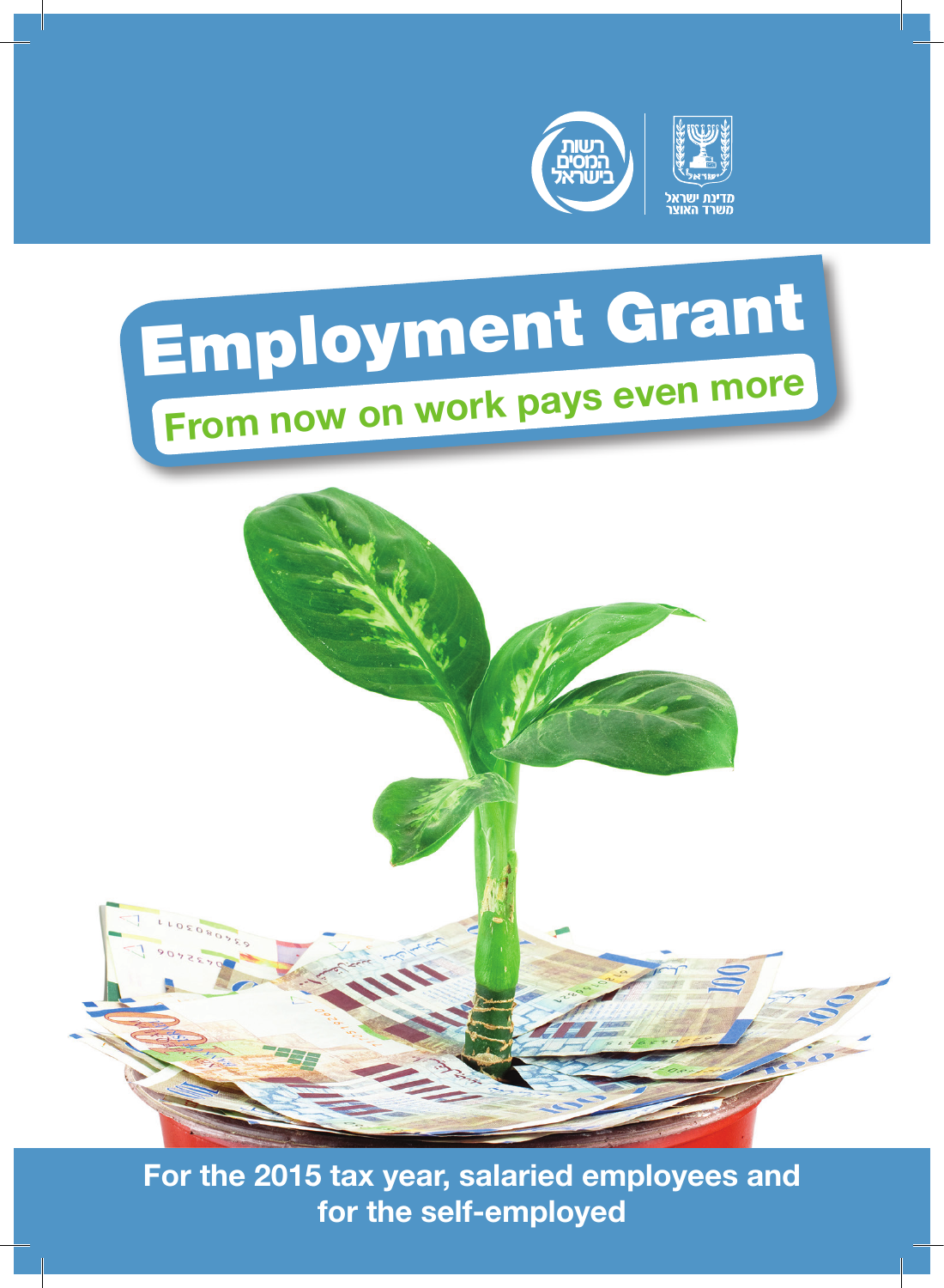רשות המסים בישראל

מדינת ישראל
משרד האוצר

# Employment Grant

## From now on work pays even more

**For the 2015 tax year, salaried employees and for the self-employed**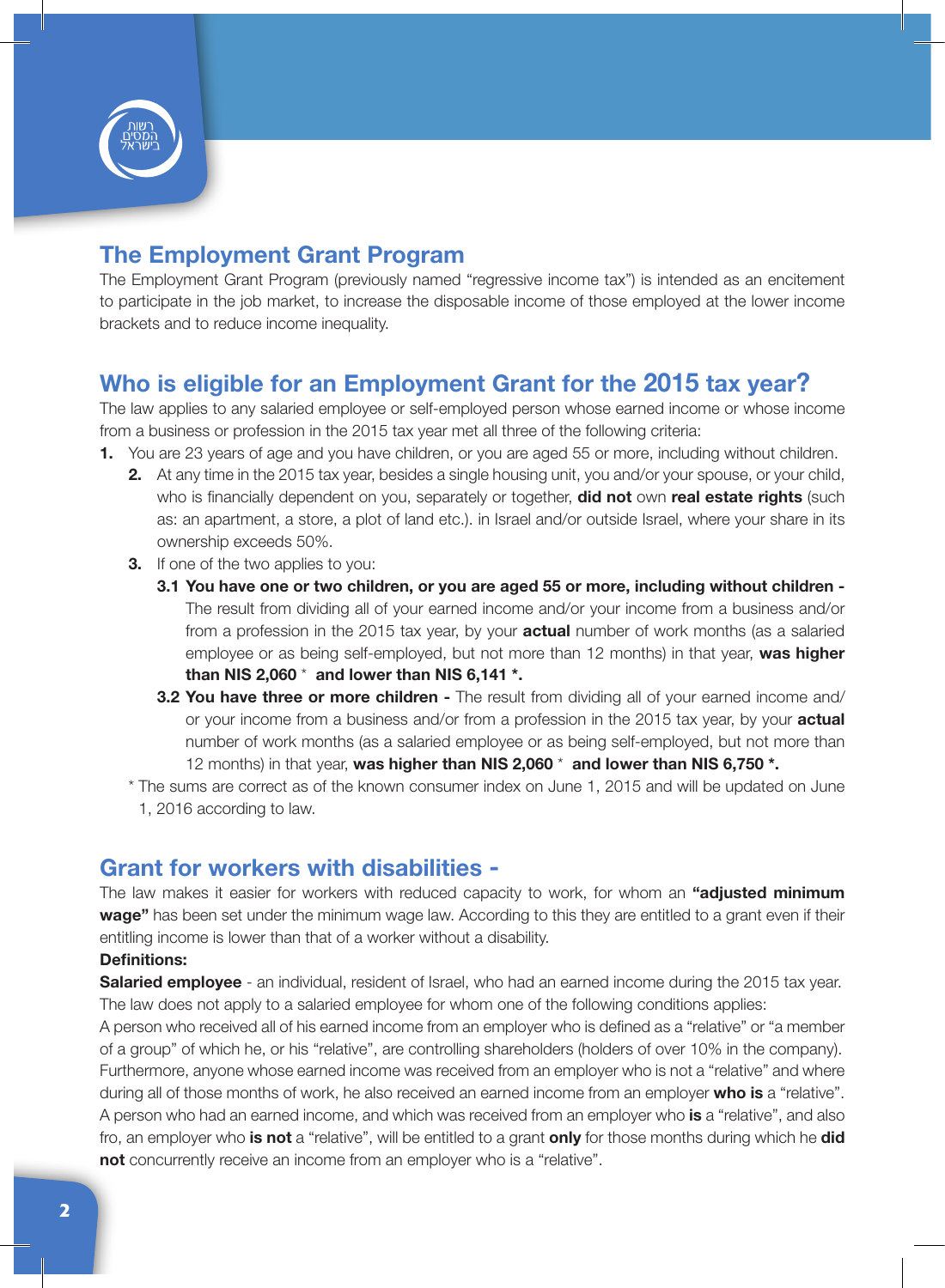## The Employment Grant Program

The Employment Grant Program (previously named "regressive income tax") is intended as an encitement to participate in the job market, to increase the disposable income of those employed at the lower income brackets and to reduce income inequality.

## Who is eligible for an Employment Grant for the 2015 tax year?

The law applies to any salaried employee or self-employed person whose earned income or whose income from a business or profession in the 2015 tax year met all three of the following criteria:

1. You are 23 years of age and you have children, or you are aged 55 or more, including without children.
2. At any time in the 2015 tax year, besides a single housing unit, you and/or your spouse, or your child, who is financially dependent on you, separately or together, **did not** own **real estate rights** (such as: an apartment, a store, a plot of land etc.). in Israel and/or outside Israel, where your share in its ownership exceeds 50%.
3. If one of the two applies to you:

   **3.1 You have one or two children, or you are aged 55 or more, including without children -** The result from dividing all of your earned income and/or your income from a business and/or from a profession in the 2015 tax year, by your **actual** number of work months (as a salaried employee or as being self-employed, but not more than 12 months) in that year, **was higher than NIS 2,060** * **and lower than NIS 6,141 *.**

   **3.2 You have three or more children -** The result from dividing all of your earned income and/or your income from a business and/or from a profession in the 2015 tax year, by your **actual** number of work months (as a salaried employee or as being self-employed, but not more than 12 months) in that year, **was higher than NIS 2,060** * **and lower than NIS 6,750 *.**

\* The sums are correct as of the known consumer index on June 1, 2015 and will be updated on June 1, 2016 according to law.

## Grant for workers with disabilities -

The law makes it easier for workers with reduced capacity to work, for whom an **"adjusted minimum wage"** has been set under the minimum wage law. According to this they are entitled to a grant even if their entitling income is lower than that of a worker without a disability.

**Definitions:**

**Salaried employee** - an individual, resident of Israel, who had an earned income during the 2015 tax year. The law does not apply to a salaried employee for whom one of the following conditions applies:

A person who received all of his earned income from an employer who is defined as a "relative" or "a member of a group" of which he, or his "relative", are controlling shareholders (holders of over 10% in the company). Furthermore, anyone whose earned income was received from an employer who is not a "relative" and where during all of those months of work, he also received an earned income from an employer **who is** a "relative". A person who had an earned income, and which was received from an employer who **is** a "relative", and also fro, an employer who **is not** a "relative", will be entitled to a grant **only** for those months during which he **did not** concurrently receive an income from an employer who is a "relative".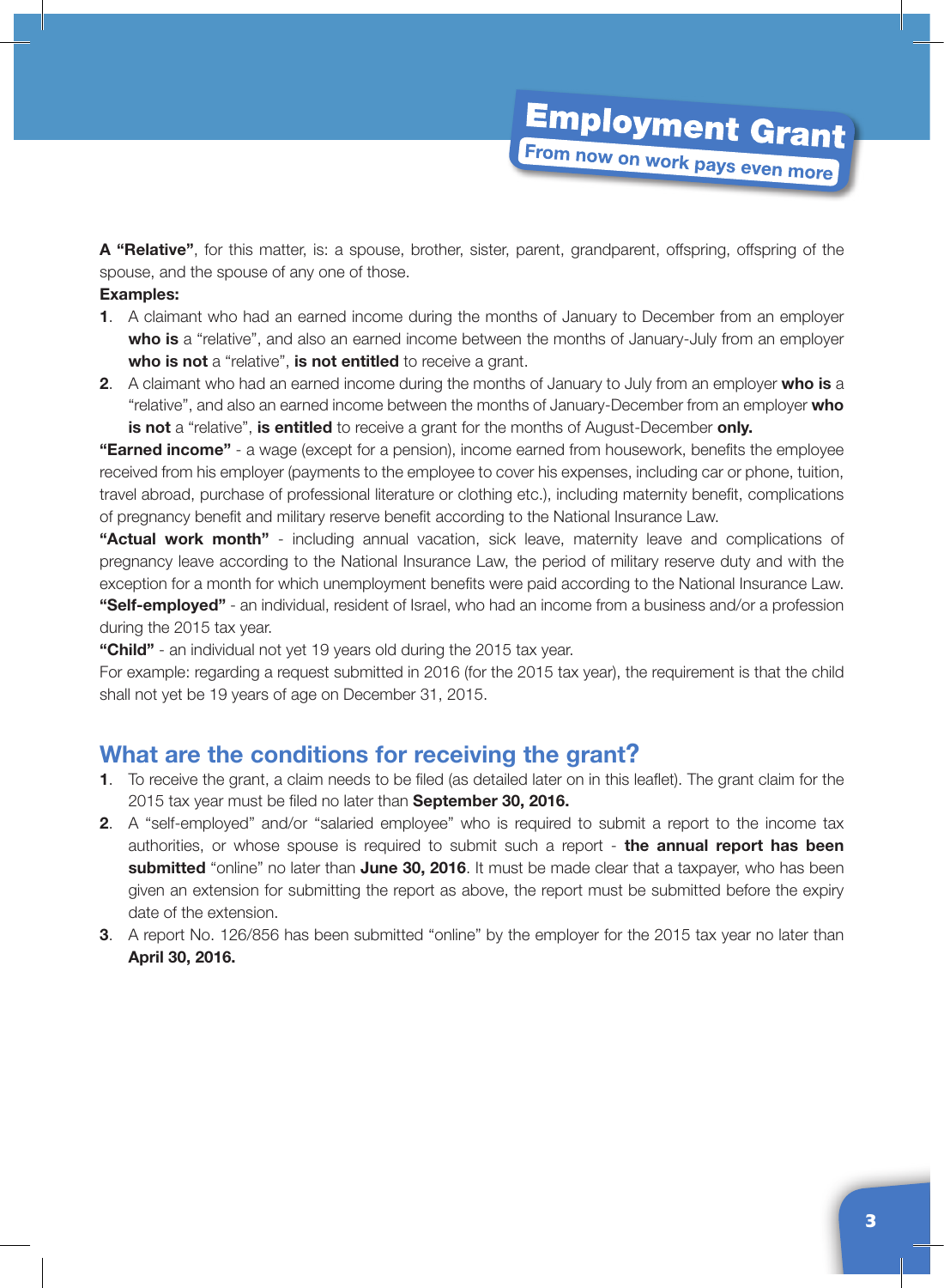**A "Relative"**, for this matter, is: a spouse, brother, sister, parent, grandparent, offspring, offspring of the spouse, and the spouse of any one of those.

**Examples:**

1. A claimant who had an earned income during the months of January to December from an employer **who is** a "relative", and also an earned income between the months of January-July from an employer **who is not** a "relative", **is not entitled** to receive a grant.
2. A claimant who had an earned income during the months of January to July from an employer **who is** a "relative", and also an earned income between the months of January-December from an employer **who is not** a "relative", **is entitled** to receive a grant for the months of August-December **only.**

**"Earned income"** - a wage (except for a pension), income earned from housework, benefits the employee received from his employer (payments to the employee to cover his expenses, including car or phone, tuition, travel abroad, purchase of professional literature or clothing etc.), including maternity benefit, complications of pregnancy benefit and military reserve benefit according to the National Insurance Law.

**"Actual work month"** - including annual vacation, sick leave, maternity leave and complications of pregnancy leave according to the National Insurance Law, the period of military reserve duty and with the exception for a month for which unemployment benefits were paid according to the National Insurance Law.

**"Self-employed"** - an individual, resident of Israel, who had an income from a business and/or a profession during the 2015 tax year.

**"Child"** - an individual not yet 19 years old during the 2015 tax year.

For example: regarding a request submitted in 2016 (for the 2015 tax year), the requirement is that the child shall not yet be 19 years of age on December 31, 2015.

## What are the conditions for receiving the grant?

1. To receive the grant, a claim needs to be filed (as detailed later on in this leaflet). The grant claim for the 2015 tax year must be filed no later than **September 30, 2016.**
2. A "self-employed" and/or "salaried employee" who is required to submit a report to the income tax authorities, or whose spouse is required to submit such a report - **the annual report has been submitted** "online" no later than **June 30, 2016**. It must be made clear that a taxpayer, who has been given an extension for submitting the report as above, the report must be submitted before the expiry date of the extension.
3. A report No. 126/856 has been submitted "online" by the employer for the 2015 tax year no later than **April 30, 2016.**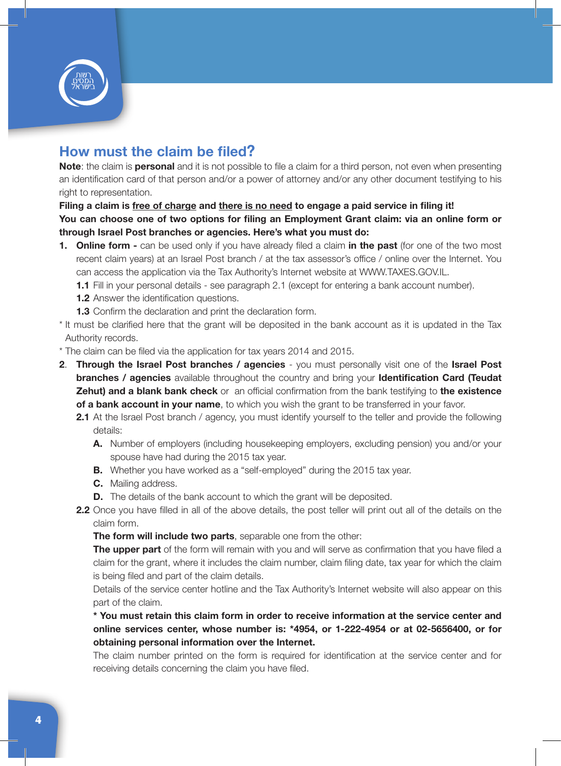## How must the claim be filed?

**Note**: the claim is **personal** and it is not possible to file a claim for a third person, not even when presenting an identification card of that person and/or a power of attorney and/or any other document testifying to his right to representation.

**Filing a claim is <u>free of charge</u> and <u>there is no need</u> to engage a paid service in filing it!**

**You can choose one of two options for filing an Employment Grant claim: via an online form or through Israel Post branches or agencies. Here's what you must do:**

1. **Online form -** can be used only if you have already filed a claim **in the past** (for one of the two most recent claim years) at an Israel Post branch / at the tax assessor's office / online over the Internet. You can access the application via the Tax Authority's Internet website at WWW.TAXES.GOV.IL.
   - **1.1** Fill in your personal details - see paragraph 2.1 (except for entering a bank account number).
   - **1.2** Answer the identification questions.
   - **1.3** Confirm the declaration and print the declaration form.

* It must be clarified here that the grant will be deposited in the bank account as it is updated in the Tax Authority records.

* The claim can be filed via the application for tax years 2014 and 2015.

2. **Through the Israel Post branches / agencies** - you must personally visit one of the **Israel Post branches / agencies** available throughout the country and bring your **Identification Card (Teudat Zehut) and a blank bank check** or an official confirmation from the bank testifying to **the existence of a bank account in your name**, to which you wish the grant to be transferred in your favor.
   - **2.1** At the Israel Post branch / agency, you must identify yourself to the teller and provide the following details:
     - **A.** Number of employers (including housekeeping employers, excluding pension) you and/or your spouse have had during the 2015 tax year.
     - **B.** Whether you have worked as a "self-employed" during the 2015 tax year.
     - **C.** Mailing address.
     - **D.** The details of the bank account to which the grant will be deposited.
   - **2.2** Once you have filled in all of the above details, the post teller will print out all of the details on the claim form.

     **The form will include two parts**, separable one from the other:

     **The upper part** of the form will remain with you and will serve as confirmation that you have filed a claim for the grant, where it includes the claim number, claim filing date, tax year for which the claim is being filed and part of the claim details.

     Details of the service center hotline and the Tax Authority's Internet website will also appear on this part of the claim.

     **\* You must retain this claim form in order to receive information at the service center and online services center, whose number is: *4954, or 1-222-4954 or at 02-5656400, or for obtaining personal information over the Internet.**

     The claim number printed on the form is required for identification at the service center and for receiving details concerning the claim you have filed.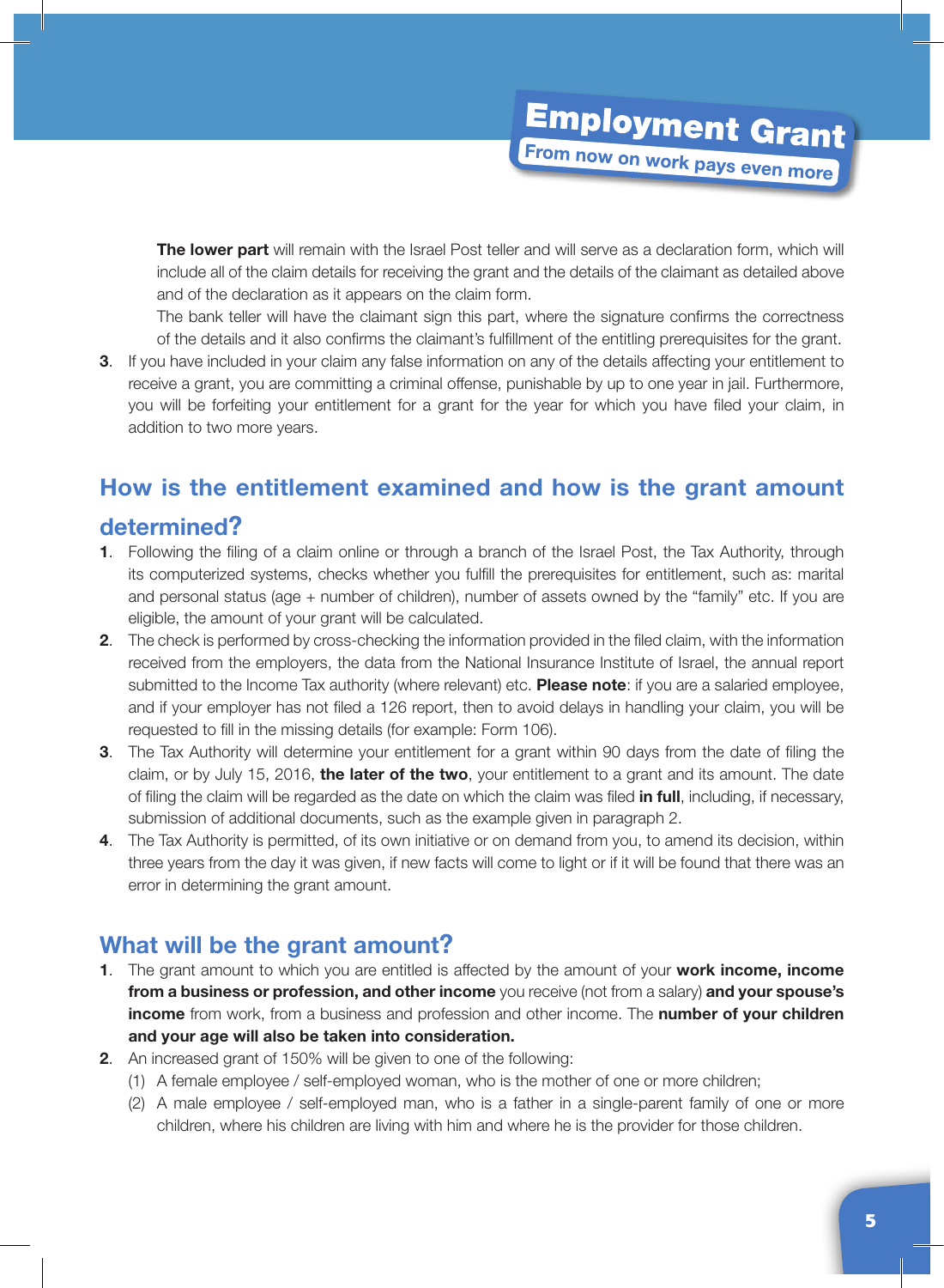**The lower part** will remain with the Israel Post teller and will serve as a declaration form, which will include all of the claim details for receiving the grant and the details of the claimant as detailed above and of the declaration as it appears on the claim form.

The bank teller will have the claimant sign this part, where the signature confirms the correctness of the details and it also confirms the claimant's fulfillment of the entitling prerequisites for the grant.

3. If you have included in your claim any false information on any of the details affecting your entitlement to receive a grant, you are committing a criminal offense, punishable by up to one year in jail. Furthermore, you will be forfeiting your entitlement for a grant for the year for which you have filed your claim, in addition to two more years.

## How is the entitlement examined and how is the grant amount determined?

1. Following the filing of a claim online or through a branch of the Israel Post, the Tax Authority, through its computerized systems, checks whether you fulfill the prerequisites for entitlement, such as: marital and personal status (age + number of children), number of assets owned by the "family" etc. If you are eligible, the amount of your grant will be calculated.
2. The check is performed by cross-checking the information provided in the filed claim, with the information received from the employers, the data from the National Insurance Institute of Israel, the annual report submitted to the Income Tax authority (where relevant) etc. **Please note**: if you are a salaried employee, and if your employer has not filed a 126 report, then to avoid delays in handling your claim, you will be requested to fill in the missing details (for example: Form 106).
3. The Tax Authority will determine your entitlement for a grant within 90 days from the date of filing the claim, or by July 15, 2016, **the later of the two**, your entitlement to a grant and its amount. The date of filing the claim will be regarded as the date on which the claim was filed **in full**, including, if necessary, submission of additional documents, such as the example given in paragraph 2.
4. The Tax Authority is permitted, of its own initiative or on demand from you, to amend its decision, within three years from the day it was given, if new facts will come to light or if it will be found that there was an error in determining the grant amount.

## What will be the grant amount?

1. The grant amount to which you are entitled is affected by the amount of your **work income, income from a business or profession, and other income** you receive (not from a salary) **and your spouse's income** from work, from a business and profession and other income. The **number of your children and your age will also be taken into consideration.**
2. An increased grant of 150% will be given to one of the following:
   (1) A female employee / self-employed woman, who is the mother of one or more children;
   (2) A male employee / self-employed man, who is a father in a single-parent family of one or more children, where his children are living with him and where he is the provider for those children.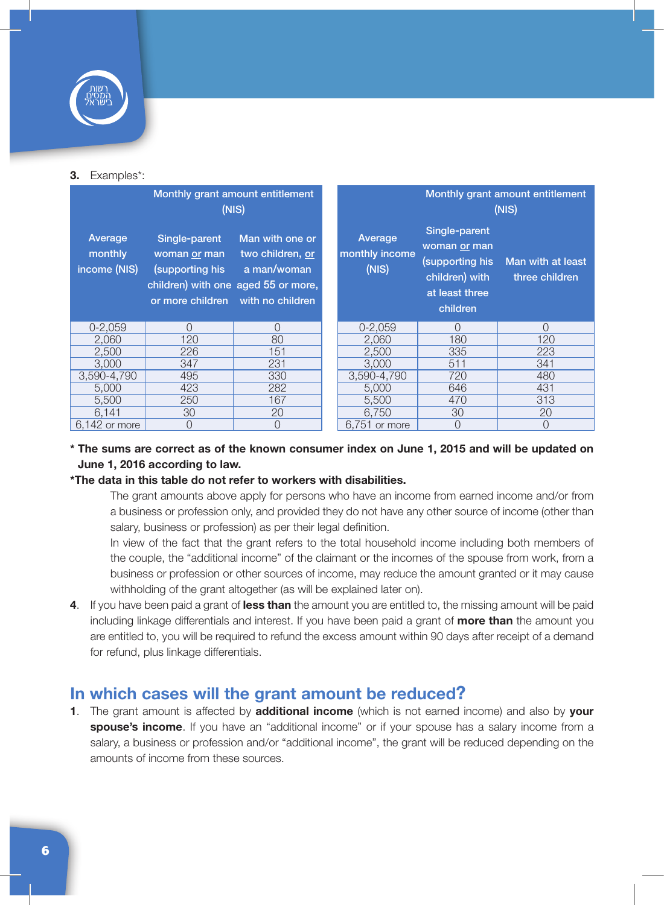**3.** Examples*:

| Average monthly income (NIS) | Monthly grant amount entitlement (NIS) | |
|---|---|---|
| | Single-parent woman or man (supporting his children) with one or more children | Man with one or two children, or a man/woman aged 55 or more, with no children |
| 0-2,059 | 0 | 0 |
| 2,060 | 120 | 80 |
| 2,500 | 226 | 151 |
| 3,000 | 347 | 231 |
| 3,590-4,790 | 495 | 330 |
| 5,000 | 423 | 282 |
| 5,500 | 250 | 167 |
| 6,141 | 30 | 20 |
| 6,142 or more | 0 | 0 |

| Average monthly income (NIS) | Monthly grant amount entitlement (NIS) | |
|---|---|---|
| | Single-parent woman or man (supporting his children) with at least three children | Man with at least three children |
| 0-2,059 | 0 | 0 |
| 2,060 | 180 | 120 |
| 2,500 | 335 | 223 |
| 3,000 | 511 | 341 |
| 3,590-4,790 | 720 | 480 |
| 5,000 | 646 | 431 |
| 5,500 | 470 | 313 |
| 6,750 | 30 | 20 |
| 6,751 or more | 0 | 0 |

**\* The sums are correct as of the known consumer index on June 1, 2015 and will be updated on June 1, 2016 according to law.**

**\*The data in this table do not refer to workers with disabilities.**

The grant amounts above apply for persons who have an income from earned income and/or from a business or profession only, and provided they do not have any other source of income (other than salary, business or profession) as per their legal definition.

In view of the fact that the grant refers to the total household income including both members of the couple, the "additional income" of the claimant or the incomes of the spouse from work, from a business or profession or other sources of income, may reduce the amount granted or it may cause withholding of the grant altogether (as will be explained later on).

**4**. If you have been paid a grant of **less than** the amount you are entitled to, the missing amount will be paid including linkage differentials and interest. If you have been paid a grant of **more than** the amount you are entitled to, you will be required to refund the excess amount within 90 days after receipt of a demand for refund, plus linkage differentials.

## In which cases will the grant amount be reduced?

**1**. The grant amount is affected by **additional income** (which is not earned income) and also by **your spouse's income**. If you have an "additional income" or if your spouse has a salary income from a salary, a business or profession and/or "additional income", the grant will be reduced depending on the amounts of income from these sources.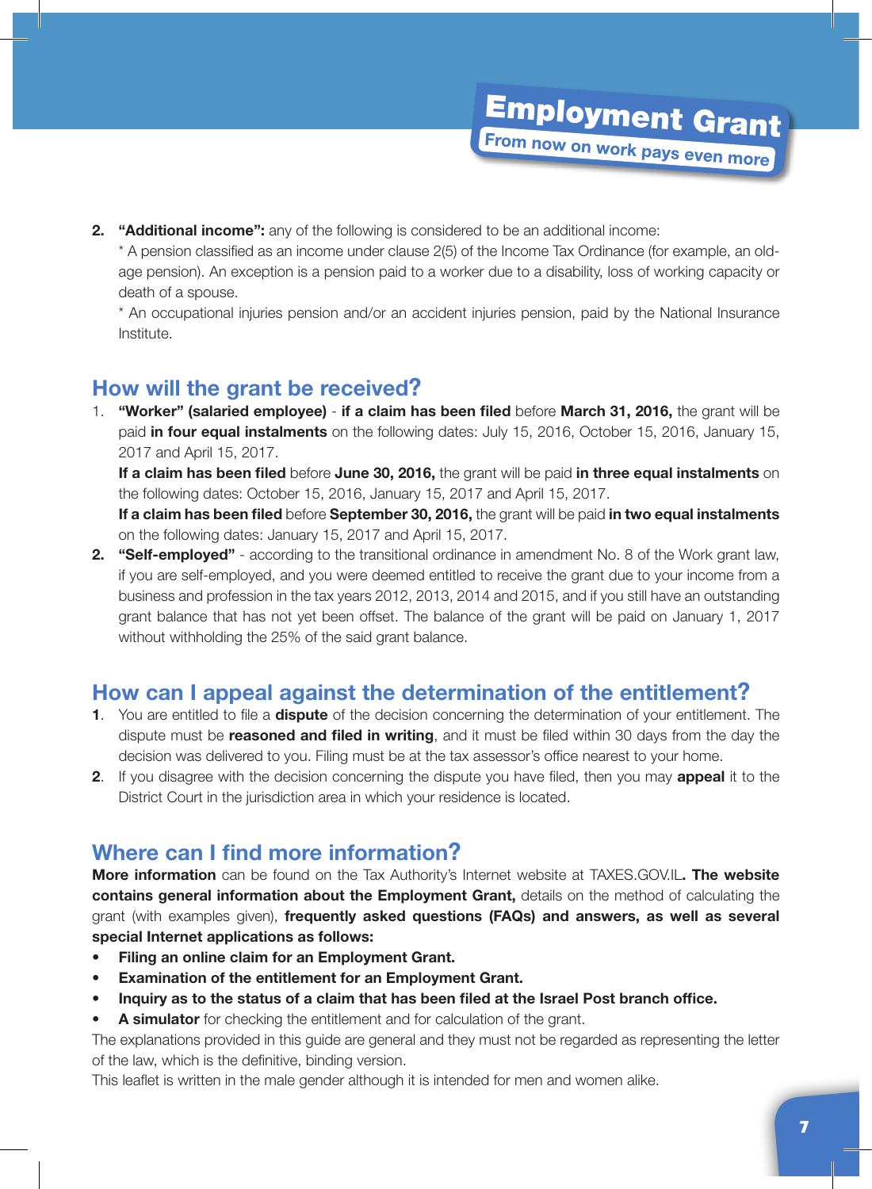2. **"Additional income":** any of the following is considered to be an additional income:
   * A pension classified as an income under clause 2(5) of the Income Tax Ordinance (for example, an old-age pension). An exception is a pension paid to a worker due to a disability, loss of working capacity or death of a spouse.
   * An occupational injuries pension and/or an accident injuries pension, paid by the National Insurance Institute.

## How will the grant be received?

1. **"Worker" (salaried employee)** - **if a claim has been filed** before **March 31, 2016,** the grant will be paid **in four equal instalments** on the following dates: July 15, 2016, October 15, 2016, January 15, 2017 and April 15, 2017.
   **If a claim has been filed** before **June 30, 2016,** the grant will be paid **in three equal instalments** on the following dates: October 15, 2016, January 15, 2017 and April 15, 2017.
   **If a claim has been filed** before **September 30, 2016,** the grant will be paid **in two equal instalments** on the following dates: January 15, 2017 and April 15, 2017.
2. **"Self-employed"** - according to the transitional ordinance in amendment No. 8 of the Work grant law, if you are self-employed, and you were deemed entitled to receive the grant due to your income from a business and profession in the tax years 2012, 2013, 2014 and 2015, and if you still have an outstanding grant balance that has not yet been offset. The balance of the grant will be paid on January 1, 2017 without withholding the 25% of the said grant balance.

## How can I appeal against the determination of the entitlement?

1. You are entitled to file a **dispute** of the decision concerning the determination of your entitlement. The dispute must be **reasoned and filed in writing**, and it must be filed within 30 days from the day the decision was delivered to you. Filing must be at the tax assessor's office nearest to your home.
2. If you disagree with the decision concerning the dispute you have filed, then you may **appeal** it to the District Court in the jurisdiction area in which your residence is located.

## Where can I find more information?

**More information** can be found on the Tax Authority's Internet website at TAXES.GOV.IL**. The website contains general information about the Employment Grant,** details on the method of calculating the grant (with examples given), **frequently asked questions (FAQs) and answers, as well as several special Internet applications as follows:**

- **Filing an online claim for an Employment Grant.**
- **Examination of the entitlement for an Employment Grant.**
- **Inquiry as to the status of a claim that has been filed at the Israel Post branch office.**
- **A simulator** for checking the entitlement and for calculation of the grant.

The explanations provided in this guide are general and they must not be regarded as representing the letter of the law, which is the definitive, binding version.

This leaflet is written in the male gender although it is intended for men and women alike.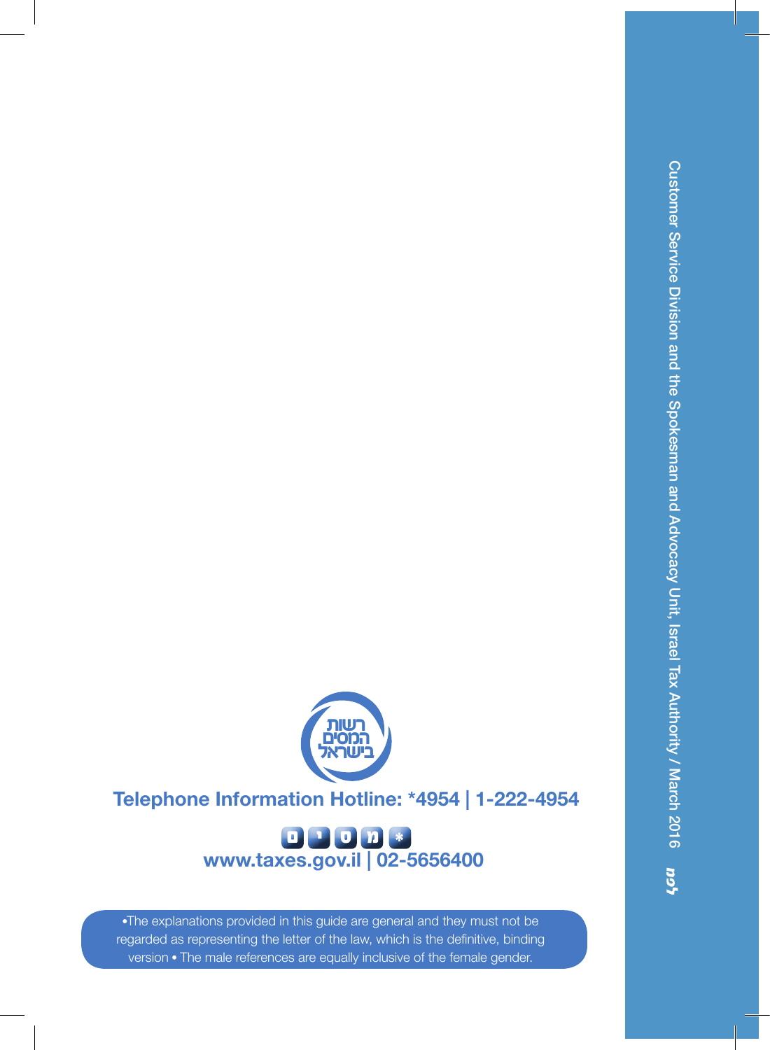רשות המסים בישראל

**Telephone Information Hotline: *4954 | 1-222-4954**

* מ ס י ס

**www.taxes.gov.il | 02-5656400**

•The explanations provided in this guide are general and they must not be regarded as representing the letter of the law, which is the definitive, binding version • The male references are equally inclusive of the female gender.

Customer Service Division and the Spokesman and Advocacy Unit, Israel Tax Authority / March 2016 לפמ